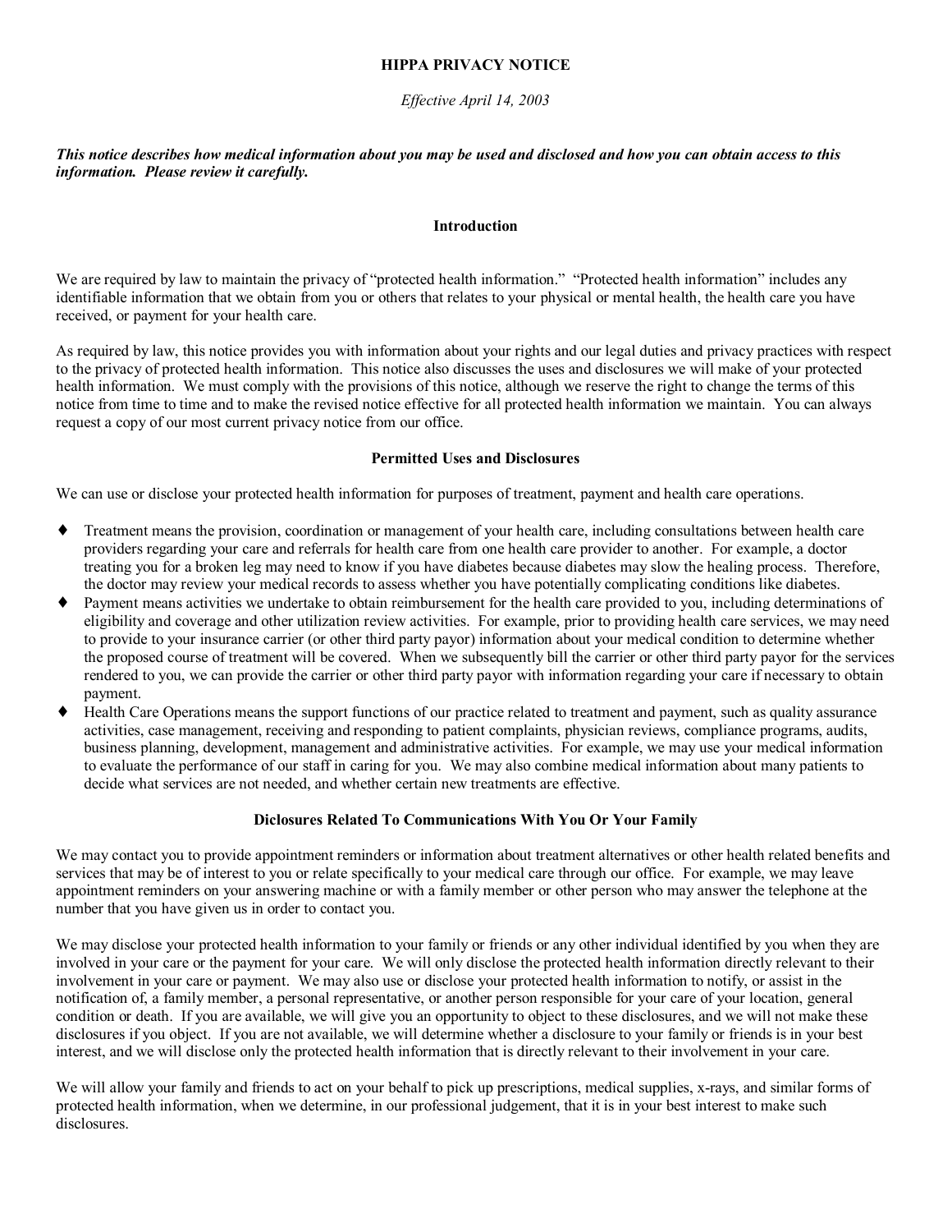# HIPPA PRIVACY NOTICE

*Effective April 14, 2003*

***This notice describes how medical information about you may be used and disclosed and how you can obtain access to this information. Please review it carefully.***

## Introduction

We are required by law to maintain the privacy of "protected health information." "Protected health information" includes any identifiable information that we obtain from you or others that relates to your physical or mental health, the health care you have received, or payment for your health care.

As required by law, this notice provides you with information about your rights and our legal duties and privacy practices with respect to the privacy of protected health information. This notice also discusses the uses and disclosures we will make of your protected health information. We must comply with the provisions of this notice, although we reserve the right to change the terms of this notice from time to time and to make the revised notice effective for all protected health information we maintain. You can always request a copy of our most current privacy notice from our office.

## Permitted Uses and Disclosures

We can use or disclose your protected health information for purposes of treatment, payment and health care operations.

- Treatment means the provision, coordination or management of your health care, including consultations between health care providers regarding your care and referrals for health care from one health care provider to another. For example, a doctor treating you for a broken leg may need to know if you have diabetes because diabetes may slow the healing process. Therefore, the doctor may review your medical records to assess whether you have potentially complicating conditions like diabetes.
- Payment means activities we undertake to obtain reimbursement for the health care provided to you, including determinations of eligibility and coverage and other utilization review activities. For example, prior to providing health care services, we may need to provide to your insurance carrier (or other third party payor) information about your medical condition to determine whether the proposed course of treatment will be covered. When we subsequently bill the carrier or other third party payor for the services rendered to you, we can provide the carrier or other third party payor with information regarding your care if necessary to obtain payment.
- Health Care Operations means the support functions of our practice related to treatment and payment, such as quality assurance activities, case management, receiving and responding to patient complaints, physician reviews, compliance programs, audits, business planning, development, management and administrative activities. For example, we may use your medical information to evaluate the performance of our staff in caring for you. We may also combine medical information about many patients to decide what services are not needed, and whether certain new treatments are effective.

## Disclosures Related To Communications With You Or Your Family

We may contact you to provide appointment reminders or information about treatment alternatives or other health related benefits and services that may be of interest to you or relate specifically to your medical care through our office. For example, we may leave appointment reminders on your answering machine or with a family member or other person who may answer the telephone at the number that you have given us in order to contact you.

We may disclose your protected health information to your family or friends or any other individual identified by you when they are involved in your care or the payment for your care. We will only disclose the protected health information directly relevant to their involvement in your care or payment. We may also use or disclose your protected health information to notify, or assist in the notification of, a family member, a personal representative, or another person responsible for your care of your location, general condition or death. If you are available, we will give you an opportunity to object to these disclosures, and we will not make these disclosures if you object. If you are not available, we will determine whether a disclosure to your family or friends is in your best interest, and we will disclose only the protected health information that is directly relevant to their involvement in your care.

We will allow your family and friends to act on your behalf to pick up prescriptions, medical supplies, x-rays, and similar forms of protected health information, when we determine, in our professional judgement, that it is in your best interest to make such disclosures.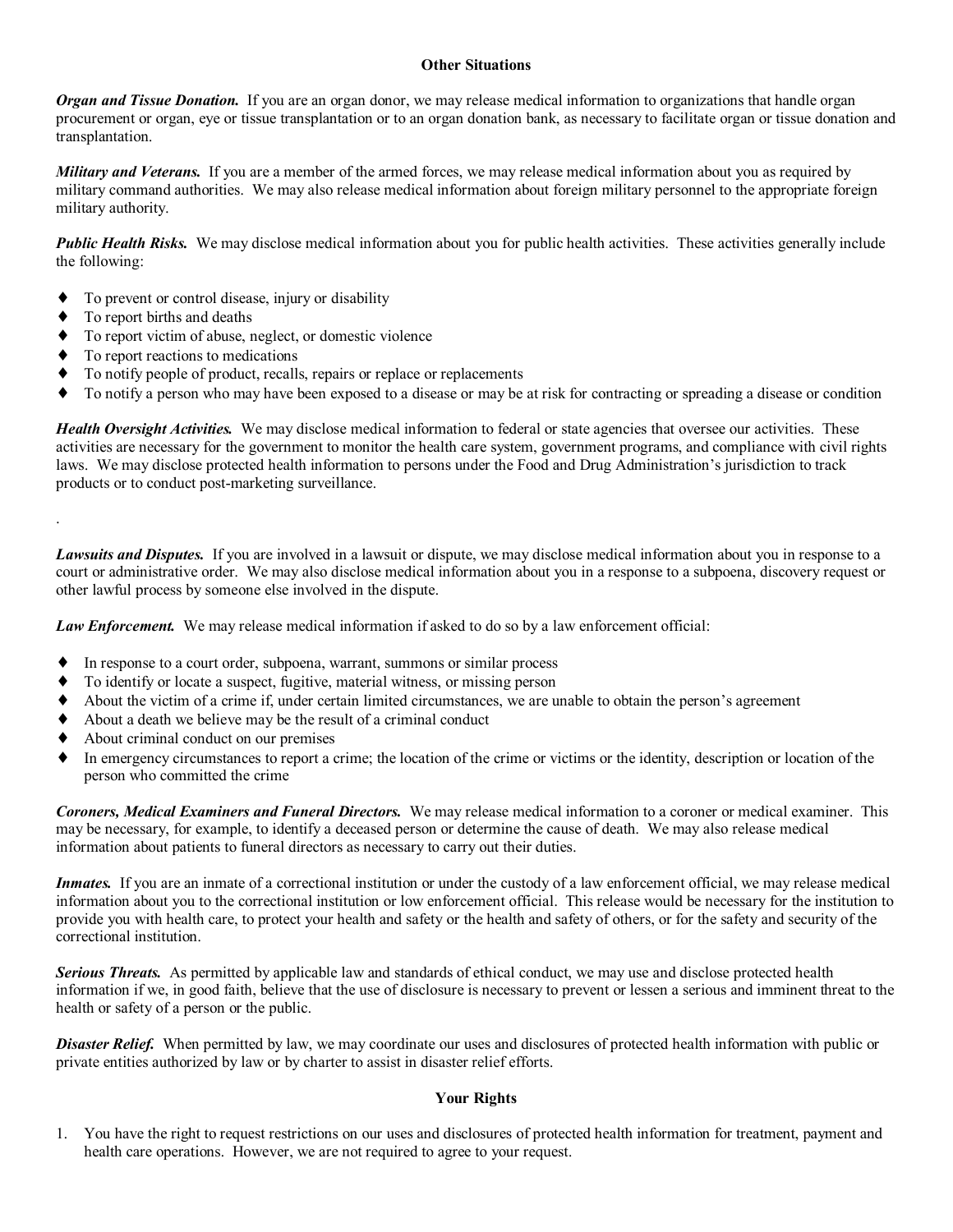## Other Situations

***Organ and Tissue Donation.*** If you are an organ donor, we may release medical information to organizations that handle organ procurement or organ, eye or tissue transplantation or to an organ donation bank, as necessary to facilitate organ or tissue donation and transplantation.

***Military and Veterans.*** If you are a member of the armed forces, we may release medical information about you as required by military command authorities. We may also release medical information about foreign military personnel to the appropriate foreign military authority.

***Public Health Risks.*** We may disclose medical information about you for public health activities. These activities generally include the following:

- To prevent or control disease, injury or disability
- To report births and deaths
- To report victim of abuse, neglect, or domestic violence
- To report reactions to medications
- To notify people of product, recalls, repairs or replace or replacements
- To notify a person who may have been exposed to a disease or may be at risk for contracting or spreading a disease or condition

***Health Oversight Activities.*** We may disclose medical information to federal or state agencies that oversee our activities. These activities are necessary for the government to monitor the health care system, government programs, and compliance with civil rights laws. We may disclose protected health information to persons under the Food and Drug Administration's jurisdiction to track products or to conduct post-marketing surveillance.

.

***Lawsuits and Disputes.*** If you are involved in a lawsuit or dispute, we may disclose medical information about you in response to a court or administrative order. We may also disclose medical information about you in a response to a subpoena, discovery request or other lawful process by someone else involved in the dispute.

***Law Enforcement.*** We may release medical information if asked to do so by a law enforcement official:

- In response to a court order, subpoena, warrant, summons or similar process
- To identify or locate a suspect, fugitive, material witness, or missing person
- About the victim of a crime if, under certain limited circumstances, we are unable to obtain the person's agreement
- About a death we believe may be the result of a criminal conduct
- About criminal conduct on our premises
- In emergency circumstances to report a crime; the location of the crime or victims or the identity, description or location of the person who committed the crime

***Coroners, Medical Examiners and Funeral Directors.*** We may release medical information to a coroner or medical examiner. This may be necessary, for example, to identify a deceased person or determine the cause of death. We may also release medical information about patients to funeral directors as necessary to carry out their duties.

***Inmates.*** If you are an inmate of a correctional institution or under the custody of a law enforcement official, we may release medical information about you to the correctional institution or low enforcement official. This release would be necessary for the institution to provide you with health care, to protect your health and safety or the health and safety of others, or for the safety and security of the correctional institution.

***Serious Threats.*** As permitted by applicable law and standards of ethical conduct, we may use and disclose protected health information if we, in good faith, believe that the use of disclosure is necessary to prevent or lessen a serious and imminent threat to the health or safety of a person or the public.

***Disaster Relief.*** When permitted by law, we may coordinate our uses and disclosures of protected health information with public or private entities authorized by law or by charter to assist in disaster relief efforts.

## Your Rights

1. You have the right to request restrictions on our uses and disclosures of protected health information for treatment, payment and health care operations. However, we are not required to agree to your request.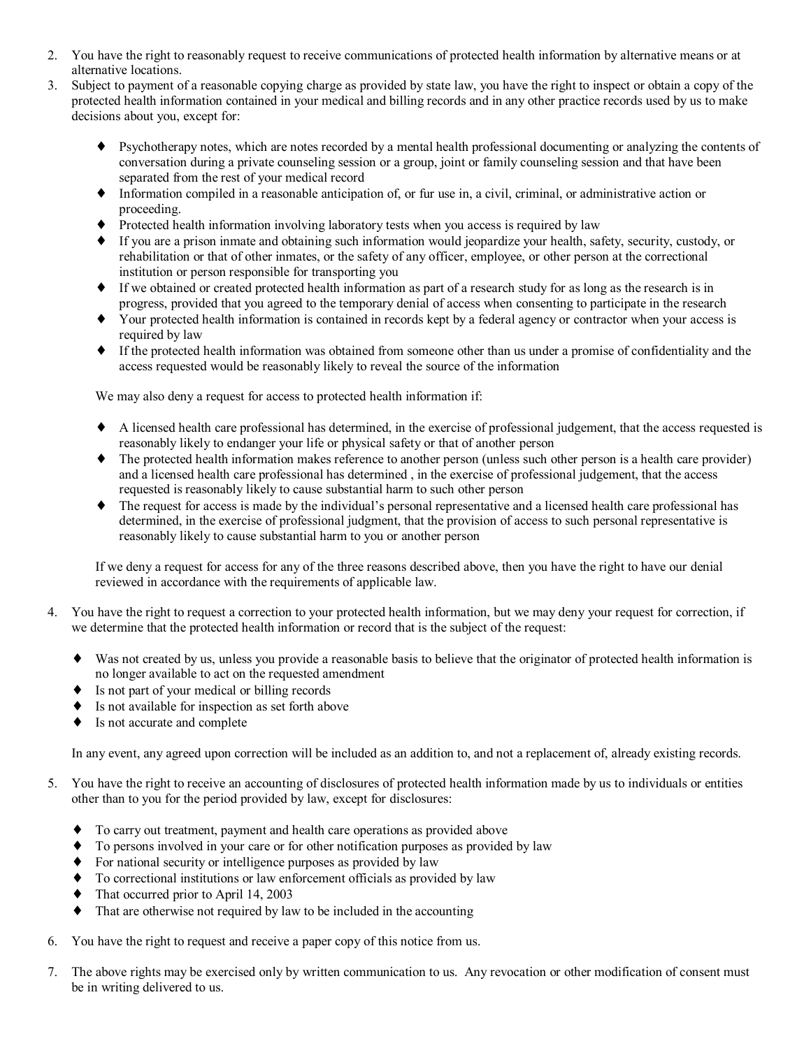2. You have the right to reasonably request to receive communications of protected health information by alternative means or at alternative locations.
3. Subject to payment of a reasonable copying charge as provided by state law, you have the right to inspect or obtain a copy of the protected health information contained in your medical and billing records and in any other practice records used by us to make decisions about you, except for:

   - Psychotherapy notes, which are notes recorded by a mental health professional documenting or analyzing the contents of conversation during a private counseling session or a group, joint or family counseling session and that have been separated from the rest of your medical record
   - Information compiled in a reasonable anticipation of, or fur use in, a civil, criminal, or administrative action or proceeding.
   - Protected health information involving laboratory tests when you access is required by law
   - If you are a prison inmate and obtaining such information would jeopardize your health, safety, security, custody, or rehabilitation or that of other inmates, or the safety of any officer, employee, or other person at the correctional institution or person responsible for transporting you
   - If we obtained or created protected health information as part of a research study for as long as the research is in progress, provided that you agreed to the temporary denial of access when consenting to participate in the research
   - Your protected health information is contained in records kept by a federal agency or contractor when your access is required by law
   - If the protected health information was obtained from someone other than us under a promise of confidentiality and the access requested would be reasonably likely to reveal the source of the information

   We may also deny a request for access to protected health information if:

   - A licensed health care professional has determined, in the exercise of professional judgement, that the access requested is reasonably likely to endanger your life or physical safety or that of another person
   - The protected health information makes reference to another person (unless such other person is a health care provider) and a licensed health care professional has determined , in the exercise of professional judgement, that the access requested is reasonably likely to cause substantial harm to such other person
   - The request for access is made by the individual's personal representative and a licensed health care professional has determined, in the exercise of professional judgment, that the provision of access to such personal representative is reasonably likely to cause substantial harm to you or another person

   If we deny a request for access for any of the three reasons described above, then you have the right to have our denial reviewed in accordance with the requirements of applicable law.

4. You have the right to request a correction to your protected health information, but we may deny your request for correction, if we determine that the protected health information or record that is the subject of the request:

   - Was not created by us, unless you provide a reasonable basis to believe that the originator of protected health information is no longer available to act on the requested amendment
   - Is not part of your medical or billing records
   - Is not available for inspection as set forth above
   - Is not accurate and complete

   In any event, any agreed upon correction will be included as an addition to, and not a replacement of, already existing records.

5. You have the right to receive an accounting of disclosures of protected health information made by us to individuals or entities other than to you for the period provided by law, except for disclosures:

   - To carry out treatment, payment and health care operations as provided above
   - To persons involved in your care or for other notification purposes as provided by law
   - For national security or intelligence purposes as provided by law
   - To correctional institutions or law enforcement officials as provided by law
   - That occurred prior to April 14, 2003
   - That are otherwise not required by law to be included in the accounting

6. You have the right to request and receive a paper copy of this notice from us.

7. The above rights may be exercised only by written communication to us. Any revocation or other modification of consent must be in writing delivered to us.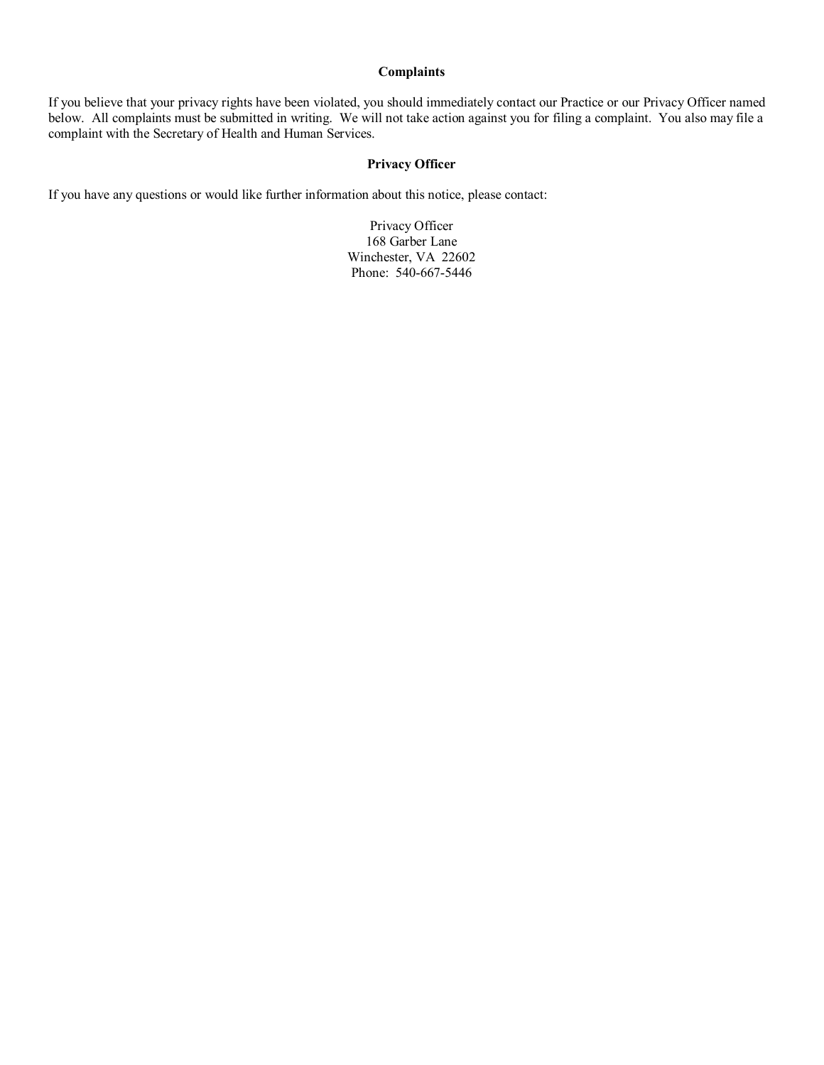### Complaints

If you believe that your privacy rights have been violated, you should immediately contact our Practice or our Privacy Officer named below. All complaints must be submitted in writing. We will not take action against you for filing a complaint. You also may file a complaint with the Secretary of Health and Human Services.

### Privacy Officer

If you have any questions or would like further information about this notice, please contact:

Privacy Officer
168 Garber Lane
Winchester, VA 22602
Phone: 540-667-5446